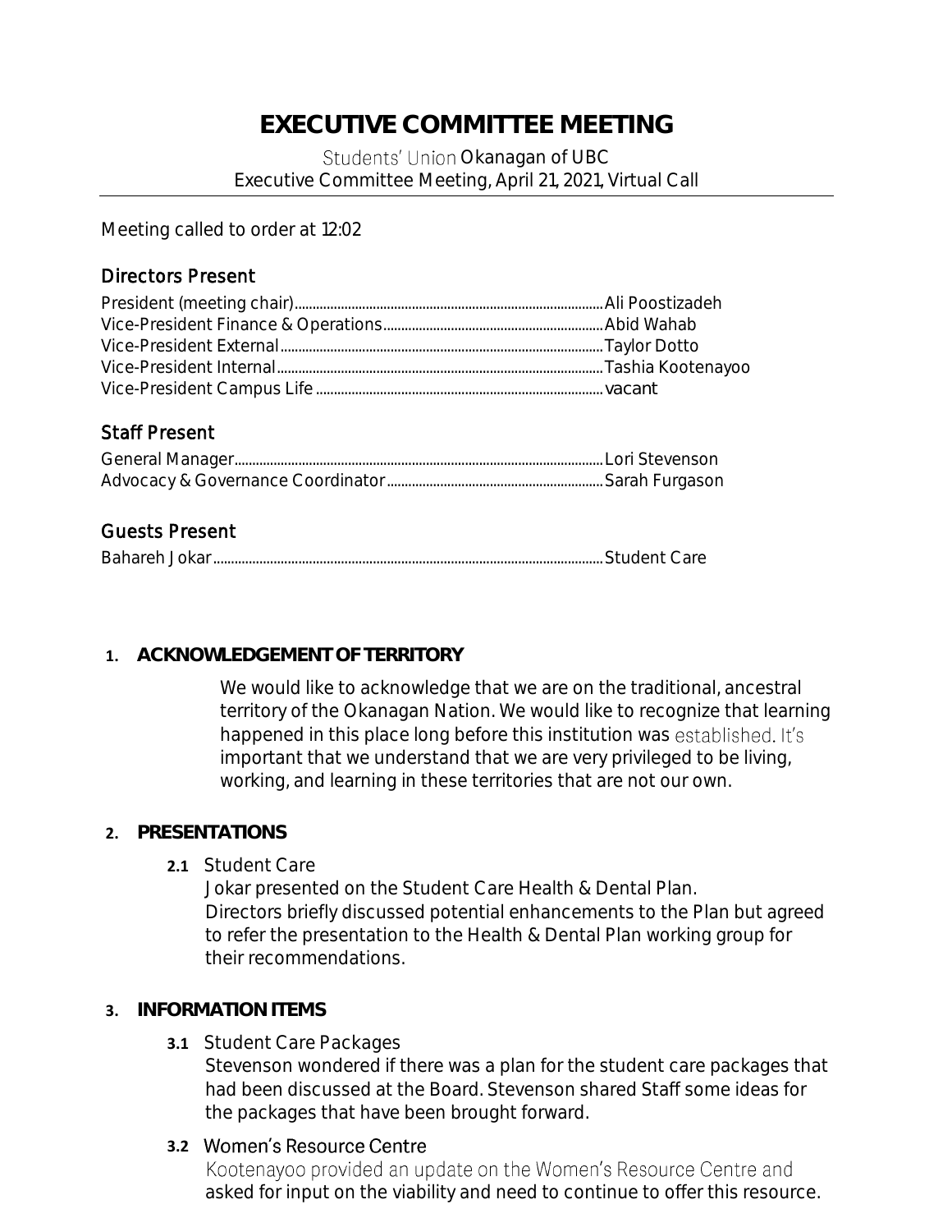# EXECUTIVE COMMITTEE MEETING

Students' Union Okanagan of UBC
Executive Committee Meeting, April 21, 2021, Virtual Call

Meeting called to order at 12:02

## Directors Present

President (meeting chair)........Ali Poostizadeh
Vice-President Finance & Operations........Abid Wahab
Vice-President External........Taylor Dotto
Vice-President Internal........Tashia Kootenayoo
Vice-President Campus Life........vacant

## Staff Present

General Manager........Lori Stevenson
Advocacy & Governance Coordinator........Sarah Furgason

## Guests Present

Bahareh Jokar........Student Care

### 1. ACKNOWLEDGEMENT OF TERRITORY

We would like to acknowledge that we are on the traditional, ancestral territory of the Okanagan Nation. We would like to recognize that learning happened in this place long before this institution was established. It's important that we understand that we are very privileged to be living, working, and learning in these territories that are not our own.

### 2. PRESENTATIONS

**2.1** Student Care

Jokar presented on the Student Care Health & Dental Plan.
Directors briefly discussed potential enhancements to the Plan but agreed to refer the presentation to the Health & Dental Plan working group for their recommendations.

### 3. INFORMATION ITEMS

**3.1** Student Care Packages

Stevenson wondered if there was a plan for the student care packages that had been discussed at the Board. Stevenson shared Staff some ideas for the packages that have been brought forward.

**3.2** Women's Resource Centre

Kootenayoo provided an update on the Women's Resource Centre and asked for input on the viability and need to continue to offer this resource.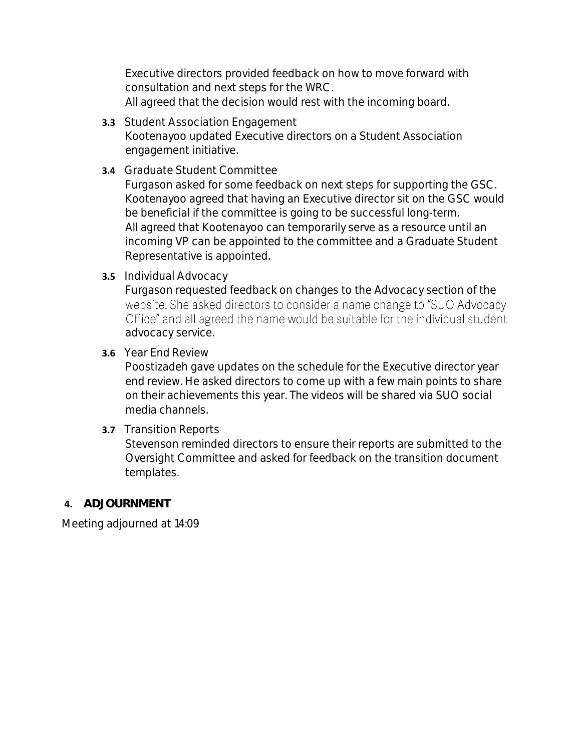Executive directors provided feedback on how to move forward with consultation and next steps for the WRC.
All agreed that the decision would rest with the incoming board.

**3.3** Student Association Engagement
Kootenayoo updated Executive directors on a Student Association engagement initiative.

**3.4** Graduate Student Committee
Furgason asked for some feedback on next steps for supporting the GSC. Kootenayoo agreed that having an Executive director sit on the GSC would be beneficial if the committee is going to be successful long-term.
All agreed that Kootenayoo can temporarily serve as a resource until an incoming VP can be appointed to the committee and a Graduate Student Representative is appointed.

**3.5** Individual Advocacy
Furgason requested feedback on changes to the Advocacy section of the website. She asked directors to consider a name change to "SUO Advocacy Office" and all agreed the name would be suitable for the individual student advocacy service.

**3.6** Year End Review
Poostizadeh gave updates on the schedule for the Executive director year end review. He asked directors to come up with a few main points to share on their achievements this year. The videos will be shared via SUO social media channels.

**3.7** Transition Reports
Stevenson reminded directors to ensure their reports are submitted to the Oversight Committee and asked for feedback on the transition document templates.

## 4. ADJOURNMENT

Meeting adjourned at 14:09